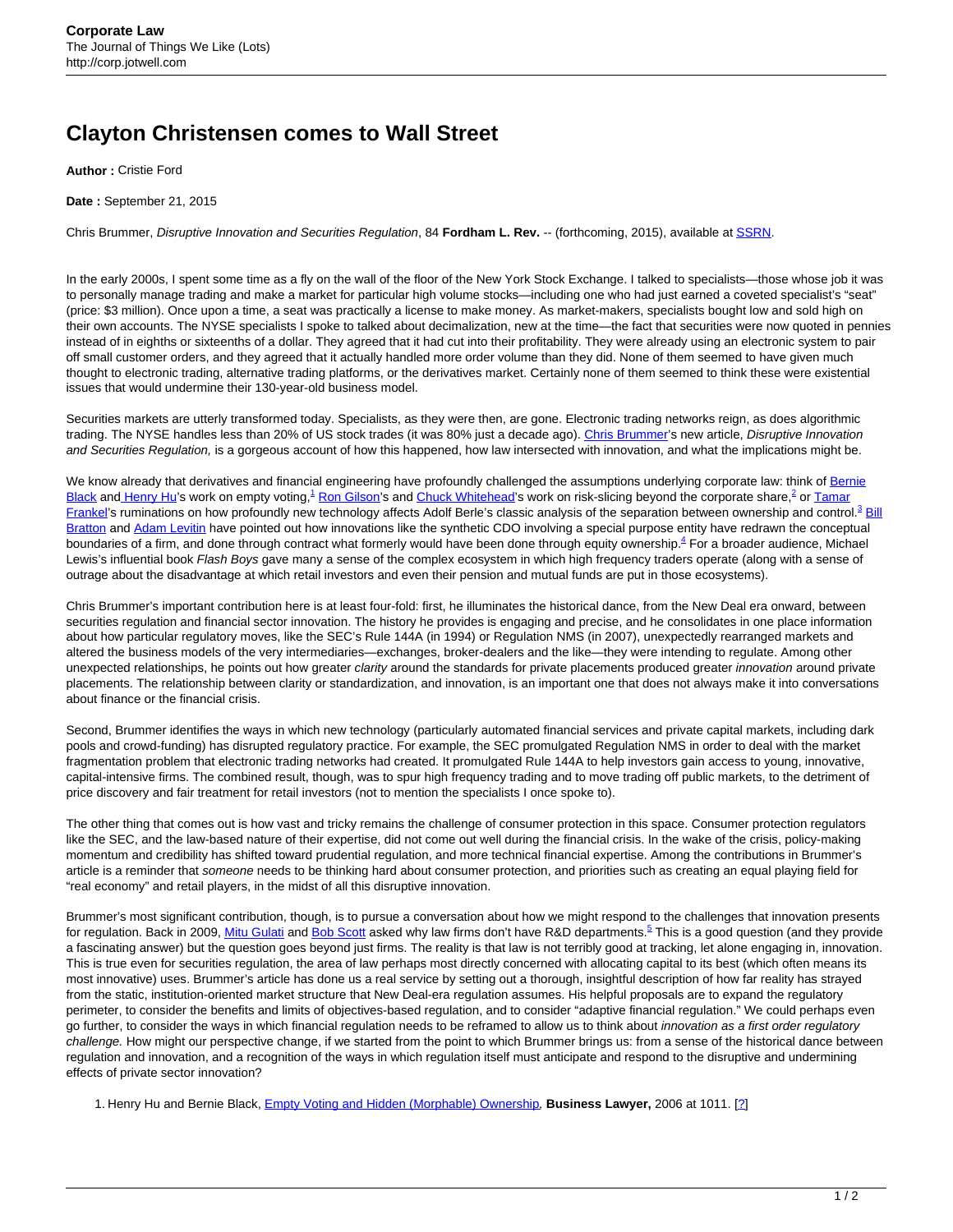# Clayton Christensen comes to Wall Street

**Author :** Cristie Ford

**Date :** September 21, 2015

Chris Brummer, *Disruptive Innovation and Securities Regulation*, 84 **Fordham L. Rev.** -- (forthcoming, 2015), available at SSRN.

In the early 2000s, I spent some time as a fly on the wall of the floor of the New York Stock Exchange. I talked to specialists—those whose job it was to personally manage trading and make a market for particular high volume stocks—including one who had just earned a coveted specialist's "seat" (price: $3 million). Once upon a time, a seat was practically a license to make money. As market-makers, specialists bought low and sold high on their own accounts. The NYSE specialists I spoke to talked about decimalization, new at the time—the fact that securities were now quoted in pennies instead of in eighths or sixteenths of a dollar. They agreed that it had cut into their profitability. They were already using an electronic system to pair off small customer orders, and they agreed that it actually handled more order volume than they did. None of them seemed to have given much thought to electronic trading, alternative trading platforms, or the derivatives market. Certainly none of them seemed to think these were existential issues that would undermine their 130-year-old business model.

Securities markets are utterly transformed today. Specialists, as they were then, are gone. Electronic trading networks reign, as does algorithmic trading. The NYSE handles less than 20% of US stock trades (it was 80% just a decade ago). Chris Brummer's new article, *Disruptive Innovation and Securities Regulation,* is a gorgeous account of how this happened, how law intersected with innovation, and what the implications might be.

We know already that derivatives and financial engineering have profoundly challenged the assumptions underlying corporate law: think of Bernie Black and Henry Hu's work on empty voting,[1] Ron Gilson's and Chuck Whitehead's work on risk-slicing beyond the corporate share,[2] or Tamar Frankel's ruminations on how profoundly new technology affects Adolf Berle's classic analysis of the separation between ownership and control.[3] Bill Bratton and Adam Levitin have pointed out how innovations like the synthetic CDO involving a special purpose entity have redrawn the conceptual boundaries of a firm, and done through contract what formerly would have been done through equity ownership.[4] For a broader audience, Michael Lewis's influential book *Flash Boys* gave many a sense of the complex ecosystem in which high frequency traders operate (along with a sense of outrage about the disadvantage at which retail investors and even their pension and mutual funds are put in those ecosystems).

Chris Brummer's important contribution here is at least four-fold: first, he illuminates the historical dance, from the New Deal era onward, between securities regulation and financial sector innovation. The history he provides is engaging and precise, and he consolidates in one place information about how particular regulatory moves, like the SEC's Rule 144A (in 1994) or Regulation NMS (in 2007), unexpectedly rearranged markets and altered the business models of the very intermediaries—exchanges, broker-dealers and the like—they were intending to regulate. Among other unexpected relationships, he points out how greater *clarity* around the standards for private placements produced greater *innovation* around private placements. The relationship between clarity or standardization, and innovation, is an important one that does not always make it into conversations about finance or the financial crisis.

Second, Brummer identifies the ways in which new technology (particularly automated financial services and private capital markets, including dark pools and crowd-funding) has disrupted regulatory practice. For example, the SEC promulgated Regulation NMS in order to deal with the market fragmentation problem that electronic trading networks had created. It promulgated Rule 144A to help investors gain access to young, innovative, capital-intensive firms. The combined result, though, was to spur high frequency trading and to move trading off public markets, to the detriment of price discovery and fair treatment for retail investors (not to mention the specialists I once spoke to).

The other thing that comes out is how vast and tricky remains the challenge of consumer protection in this space. Consumer protection regulators like the SEC, and the law-based nature of their expertise, did not come out well during the financial crisis. In the wake of the crisis, policy-making momentum and credibility has shifted toward prudential regulation, and more technical financial expertise. Among the contributions in Brummer's article is a reminder that *someone* needs to be thinking hard about consumer protection, and priorities such as creating an equal playing field for "real economy" and retail players, in the midst of all this disruptive innovation.

Brummer's most significant contribution, though, is to pursue a conversation about how we might respond to the challenges that innovation presents for regulation. Back in 2009, Mitu Gulati and Bob Scott asked why law firms don't have R&D departments.[5] This is a good question (and they provide a fascinating answer) but the question goes beyond just firms. The reality is that law is not terribly good at tracking, let alone engaging in, innovation. This is true even for securities regulation, the area of law perhaps most directly concerned with allocating capital to its best (which often means its most innovative) uses. Brummer's article has done us a real service by setting out a thorough, insightful description of how far reality has strayed from the static, institution-oriented market structure that New Deal-era regulation assumes. His helpful proposals are to expand the regulatory perimeter, to consider the benefits and limits of objectives-based regulation, and to consider "adaptive financial regulation." We could perhaps even go further, to consider the ways in which financial regulation needs to be reframed to allow us to think about *innovation as a first order regulatory challenge.* How might our perspective change, if we started from the point to which Brummer brings us: from a sense of the historical dance between regulation and innovation, and a recognition of the ways in which regulation itself must anticipate and respond to the disruptive and undermining effects of private sector innovation?

1. Henry Hu and Bernie Black, Empty Voting and Hidden (Morphable) Ownership, **Business Lawyer,** 2006 at 1011. [?]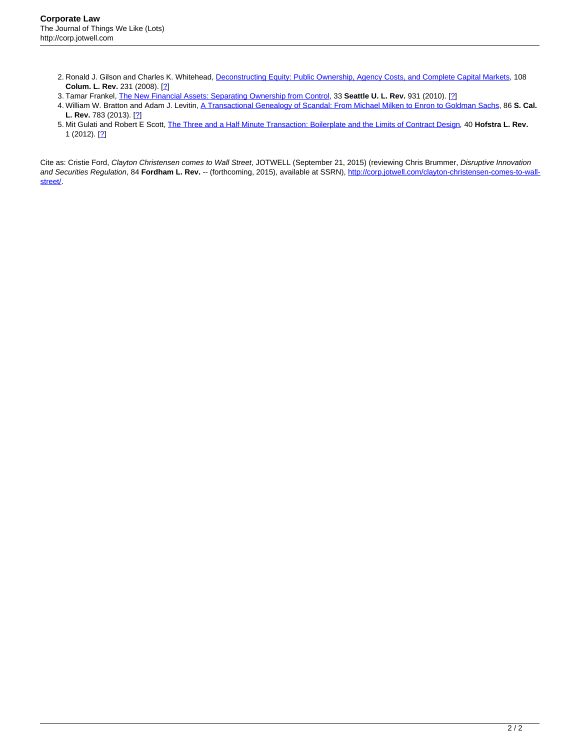2. Ronald J. Gilson and Charles K. Whitehead, Deconstructing Equity: Public Ownership, Agency Costs, and Complete Capital Markets, 108 **Colum. L. Rev.** 231 (2008). [?]
3. Tamar Frankel, The New Financial Assets: Separating Ownership from Control, 33 **Seattle U. L. Rev.** 931 (2010). [?]
4. William W. Bratton and Adam J. Levitin, A Transactional Genealogy of Scandal: From Michael Milken to Enron to Goldman Sachs, 86 **S. Cal. L. Rev.** 783 (2013). [?]
5. Mit Gulati and Robert E Scott, The Three and a Half Minute Transaction: Boilerplate and the Limits of Contract Design, 40 **Hofstra L. Rev.** 1 (2012). [?]

Cite as: Cristie Ford, *Clayton Christensen comes to Wall Street*, JOTWELL (September 21, 2015) (reviewing Chris Brummer, *Disruptive Innovation and Securities Regulation*, 84 **Fordham L. Rev.** -- (forthcoming, 2015), available at SSRN), http://corp.jotwell.com/clayton-christensen-comes-to-wall-street/.